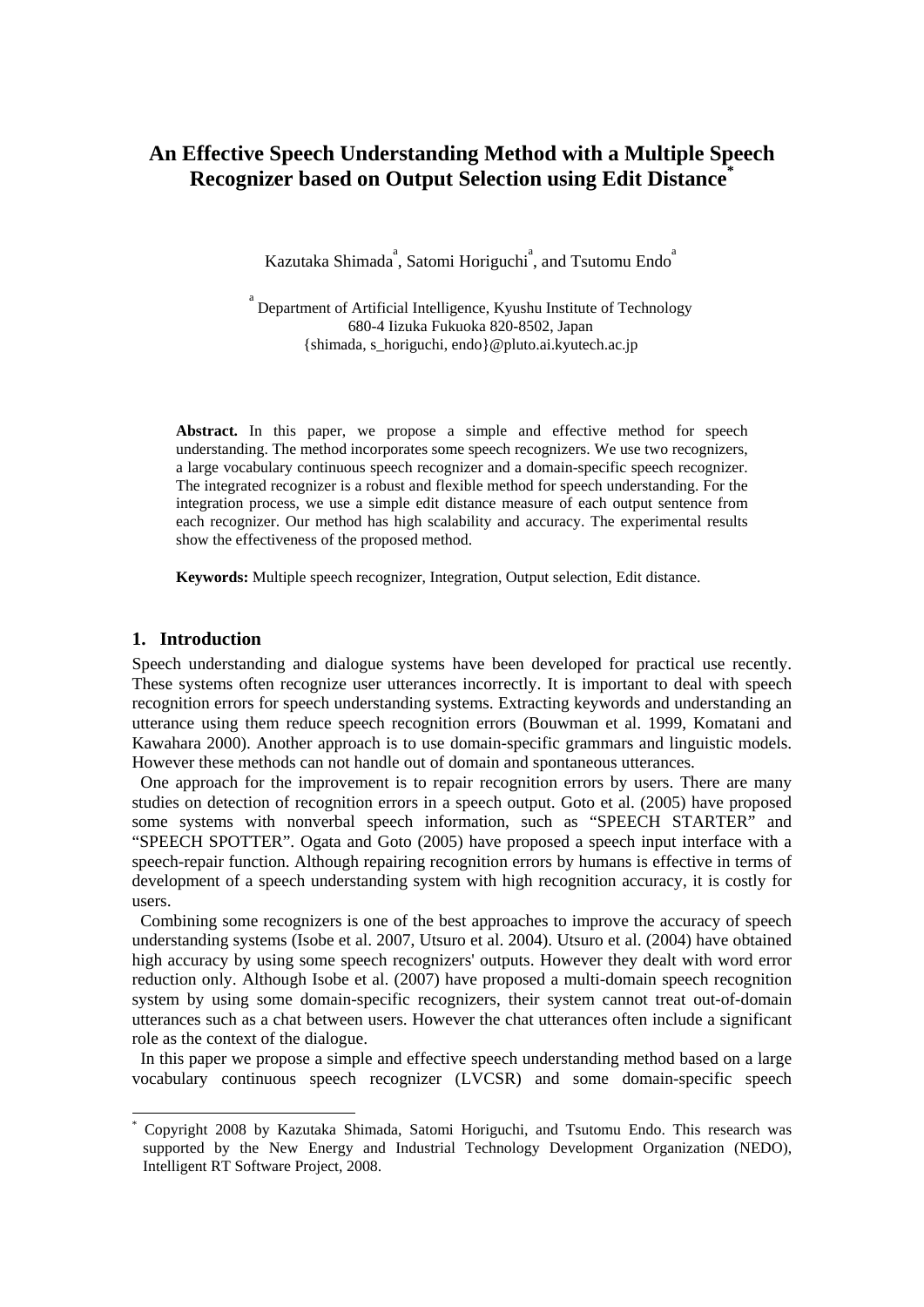# An Effective Speech Understanding Method with a Multiple Speech Recognizer based on Output Selection using Edit Distance*

Kazutaka Shimada[a], Satomi Horiguchi[a], and Tsutomu Endo[a]

[a] Department of Artificial Intelligence, Kyushu Institute of Technology
680-4 Iizuka Fukuoka 820-8502, Japan
{shimada, s_horiguchi, endo}@pluto.ai.kyutech.ac.jp

**Abstract.** In this paper, we propose a simple and effective method for speech understanding. The method incorporates some speech recognizers. We use two recognizers, a large vocabulary continuous speech recognizer and a domain-specific speech recognizer. The integrated recognizer is a robust and flexible method for speech understanding. For the integration process, we use a simple edit distance measure of each output sentence from each recognizer. Our method has high scalability and accuracy. The experimental results show the effectiveness of the proposed method.

**Keywords:** Multiple speech recognizer, Integration, Output selection, Edit distance.

## 1. Introduction

Speech understanding and dialogue systems have been developed for practical use recently. These systems often recognize user utterances incorrectly. It is important to deal with speech recognition errors for speech understanding systems. Extracting keywords and understanding an utterance using them reduce speech recognition errors (Bouwman et al. 1999, Komatani and Kawahara 2000). Another approach is to use domain-specific grammars and linguistic models. However these methods can not handle out of domain and spontaneous utterances.

One approach for the improvement is to repair recognition errors by users. There are many studies on detection of recognition errors in a speech output. Goto et al. (2005) have proposed some systems with nonverbal speech information, such as "SPEECH STARTER" and "SPEECH SPOTTER". Ogata and Goto (2005) have proposed a speech input interface with a speech-repair function. Although repairing recognition errors by humans is effective in terms of development of a speech understanding system with high recognition accuracy, it is costly for users.

Combining some recognizers is one of the best approaches to improve the accuracy of speech understanding systems (Isobe et al. 2007, Utsuro et al. 2004). Utsuro et al. (2004) have obtained high accuracy by using some speech recognizers' outputs. However they dealt with word error reduction only. Although Isobe et al. (2007) have proposed a multi-domain speech recognition system by using some domain-specific recognizers, their system cannot treat out-of-domain utterances such as a chat between users. However the chat utterances often include a significant role as the context of the dialogue.

In this paper we propose a simple and effective speech understanding method based on a large vocabulary continuous speech recognizer (LVCSR) and some domain-specific speech

* Copyright 2008 by Kazutaka Shimada, Satomi Horiguchi, and Tsutomu Endo. This research was supported by the New Energy and Industrial Technology Development Organization (NEDO), Intelligent RT Software Project, 2008.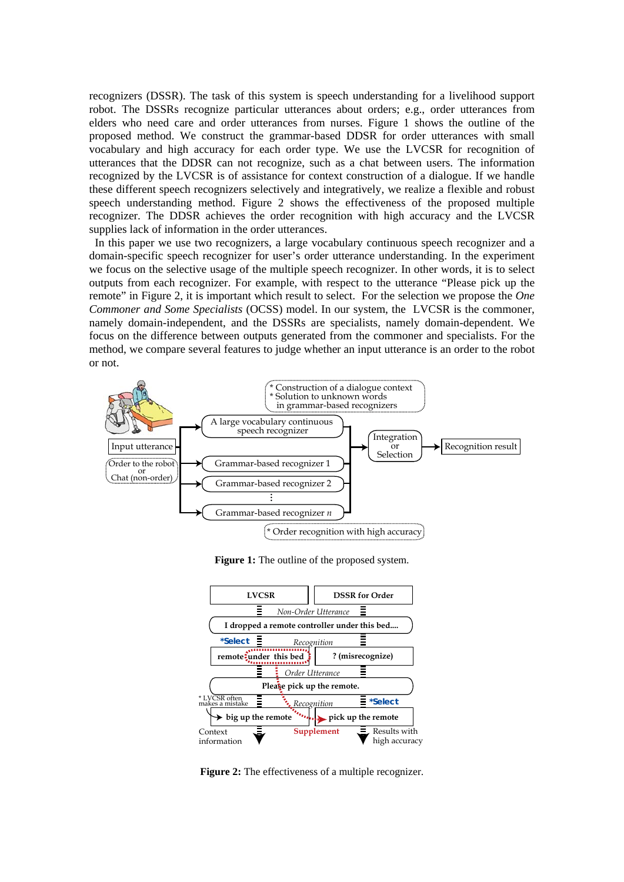recognizers (DSSR). The task of this system is speech understanding for a livelihood support robot. The DSSRs recognize particular utterances about orders; e.g., order utterances from elders who need care and order utterances from nurses. Figure 1 shows the outline of the proposed method. We construct the grammar-based DDSR for order utterances with small vocabulary and high accuracy for each order type. We use the LVCSR for recognition of utterances that the DDSR can not recognize, such as a chat between users. The information recognized by the LVCSR is of assistance for context construction of a dialogue. If we handle these different speech recognizers selectively and integratively, we realize a flexible and robust speech understanding method. Figure 2 shows the effectiveness of the proposed multiple recognizer. The DDSR achieves the order recognition with high accuracy and the LVCSR supplies lack of information in the order utterances.

In this paper we use two recognizers, a large vocabulary continuous speech recognizer and a domain-specific speech recognizer for user's order utterance understanding. In the experiment we focus on the selective usage of the multiple speech recognizer. In other words, it is to select outputs from each recognizer. For example, with respect to the utterance "Please pick up the remote" in Figure 2, it is important which result to select. For the selection we propose the *One Commoner and Some Specialists* (OCSS) model. In our system, the LVCSR is the commoner, namely domain-independent, and the DSSRs are specialists, namely domain-dependent. We focus on the difference between outputs generated from the commoner and specialists. For the method, we compare several features to judge whether an input utterance is an order to the robot or not.

**Figure 1:** The outline of the proposed system.

**Figure 2:** The effectiveness of a multiple recognizer.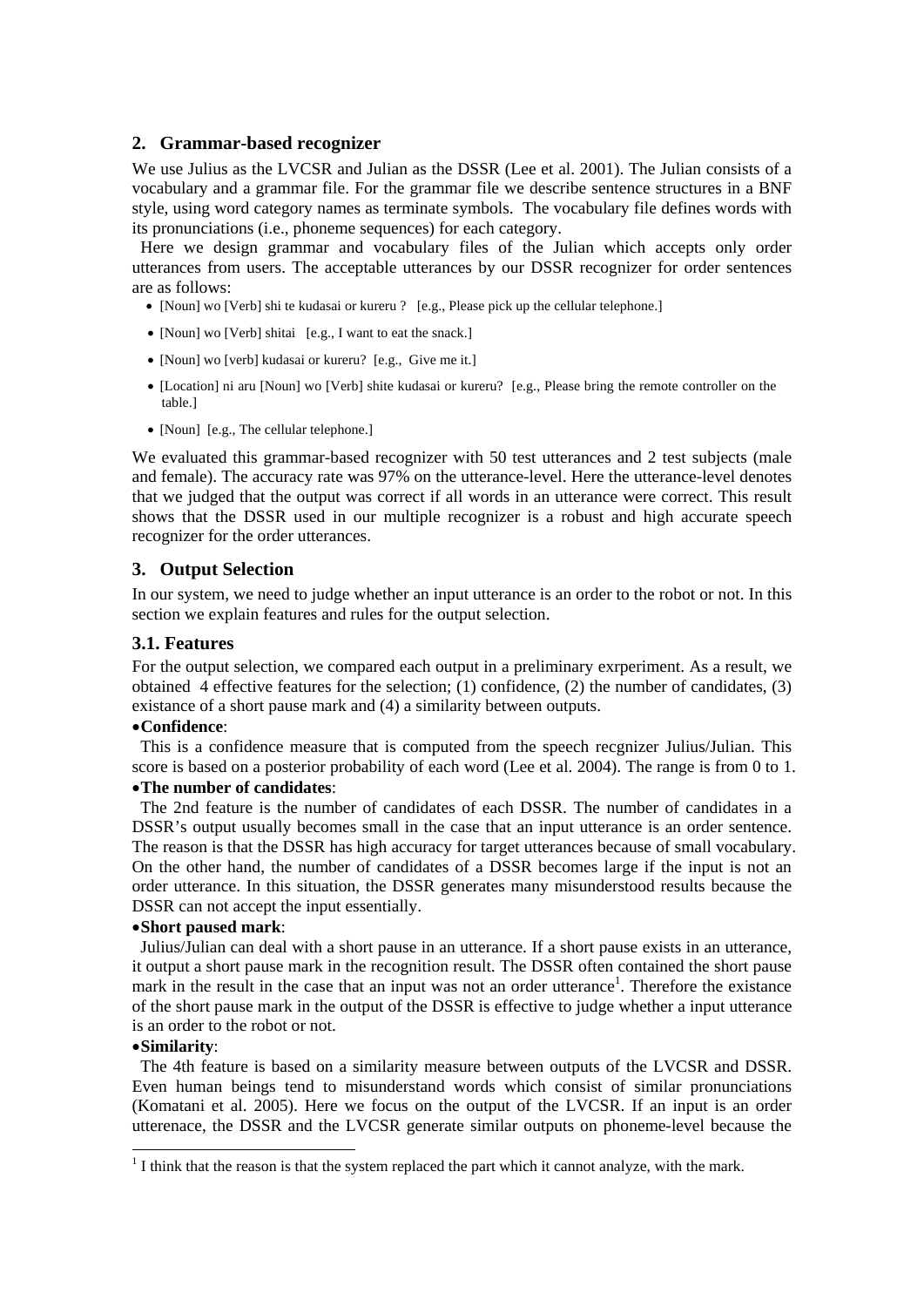## 2. Grammar-based recognizer

We use Julius as the LVCSR and Julian as the DSSR (Lee et al. 2001). The Julian consists of a vocabulary and a grammar file. For the grammar file we describe sentence structures in a BNF style, using word category names as terminate symbols. The vocabulary file defines words with its pronunciations (i.e., phoneme sequences) for each category.

Here we design grammar and vocabulary files of the Julian which accepts only order utterances from users. The acceptable utterances by our DSSR recognizer for order sentences are as follows:

- [Noun] wo [Verb] shi te kudasai or kureru ? [e.g., Please pick up the cellular telephone.]
- [Noun] wo [Verb] shitai [e.g., I want to eat the snack.]
- [Noun] wo [verb] kudasai or kureru? [e.g., Give me it.]
- [Location] ni aru [Noun] wo [Verb] shite kudasai or kureru? [e.g., Please bring the remote controller on the table.]
- [Noun] [e.g., The cellular telephone.]

We evaluated this grammar-based recognizer with 50 test utterances and 2 test subjects (male and female). The accuracy rate was 97% on the utterance-level. Here the utterance-level denotes that we judged that the output was correct if all words in an utterance were correct. This result shows that the DSSR used in our multiple recognizer is a robust and high accurate speech recognizer for the order utterances.

## 3. Output Selection

In our system, we need to judge whether an input utterance is an order to the robot or not. In this section we explain features and rules for the output selection.

### 3.1. Features

For the output selection, we compared each output in a preliminary exrperiment. As a result, we obtained 4 effective features for the selection; (1) confidence, (2) the number of candidates, (3) existance of a short pause mark and (4) a similarity between outputs.

- **Confidence**:

This is a confidence measure that is computed from the speech recgnizer Julius/Julian. This score is based on a posterior probability of each word (Lee et al. 2004). The range is from 0 to 1.

- **The number of candidates**:

The 2nd feature is the number of candidates of each DSSR. The number of candidates in a DSSR's output usually becomes small in the case that an input utterance is an order sentence. The reason is that the DSSR has high accuracy for target utterances because of small vocabulary. On the other hand, the number of candidates of a DSSR becomes large if the input is not an order utterance. In this situation, the DSSR generates many misunderstood results because the DSSR can not accept the input essentially.

- **Short paused mark**:

Julius/Julian can deal with a short pause in an utterance. If a short pause exists in an utterance, it output a short pause mark in the recognition result. The DSSR often contained the short pause mark in the result in the case that an input was not an order utterance[1]. Therefore the existance of the short pause mark in the output of the DSSR is effective to judge whether a input utterance is an order to the robot or not.

- **Similarity**:

The 4th feature is based on a similarity measure between outputs of the LVCSR and DSSR. Even human beings tend to misunderstand words which consist of similar pronunciations (Komatani et al. 2005). Here we focus on the output of the LVCSR. If an input is an order utterenace, the DSSR and the LVCSR generate similar outputs on phoneme-level because the

[1] I think that the reason is that the system replaced the part which it cannot analyze, with the mark.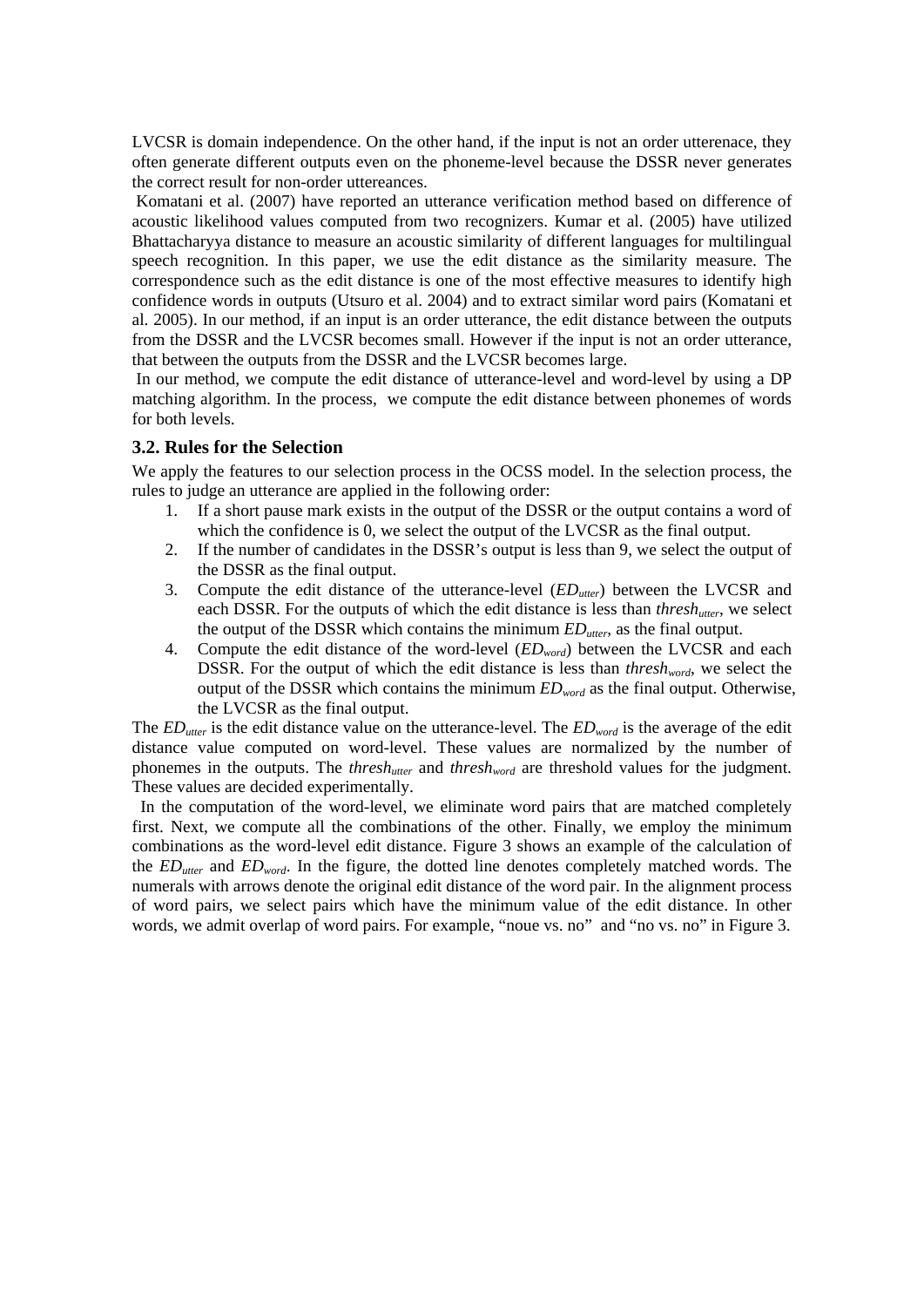LVCSR is domain independence. On the other hand, if the input is not an order utterenace, they often generate different outputs even on the phoneme-level because the DSSR never generates the correct result for non-order uttereances.

Komatani et al. (2007) have reported an utterance verification method based on difference of acoustic likelihood values computed from two recognizers. Kumar et al. (2005) have utilized Bhattacharyya distance to measure an acoustic similarity of different languages for multilingual speech recognition. In this paper, we use the edit distance as the similarity measure. The correspondence such as the edit distance is one of the most effective measures to identify high confidence words in outputs (Utsuro et al. 2004) and to extract similar word pairs (Komatani et al. 2005). In our method, if an input is an order utterance, the edit distance between the outputs from the DSSR and the LVCSR becomes small. However if the input is not an order utterance, that between the outputs from the DSSR and the LVCSR becomes large.

In our method, we compute the edit distance of utterance-level and word-level by using a DP matching algorithm. In the process, we compute the edit distance between phonemes of words for both levels.

### 3.2. Rules for the Selection

We apply the features to our selection process in the OCSS model. In the selection process, the rules to judge an utterance are applied in the following order:

1. If a short pause mark exists in the output of the DSSR or the output contains a word of which the confidence is 0, we select the output of the LVCSR as the final output.
2. If the number of candidates in the DSSR's output is less than 9, we select the output of the DSSR as the final output.
3. Compute the edit distance of the utterance-level ($ED_{utter}$) between the LVCSR and each DSSR. For the outputs of which the edit distance is less than $thresh_{utter}$, we select the output of the DSSR which contains the minimum $ED_{utter}$, as the final output.
4. Compute the edit distance of the word-level ($ED_{word}$) between the LVCSR and each DSSR. For the output of which the edit distance is less than $thresh_{word}$, we select the output of the DSSR which contains the minimum $ED_{word}$ as the final output. Otherwise, the LVCSR as the final output.

The $ED_{utter}$ is the edit distance value on the utterance-level. The $ED_{word}$ is the average of the edit distance value computed on word-level. These values are normalized by the number of phonemes in the outputs. The $thresh_{utter}$ and $thresh_{word}$ are threshold values for the judgment. These values are decided experimentally.

In the computation of the word-level, we eliminate word pairs that are matched completely first. Next, we compute all the combinations of the other. Finally, we employ the minimum combinations as the word-level edit distance. Figure 3 shows an example of the calculation of the $ED_{utter}$ and $ED_{word}$. In the figure, the dotted line denotes completely matched words. The numerals with arrows denote the original edit distance of the word pair. In the alignment process of word pairs, we select pairs which have the minimum value of the edit distance. In other words, we admit overlap of word pairs. For example, "noue vs. no" and "no vs. no" in Figure 3.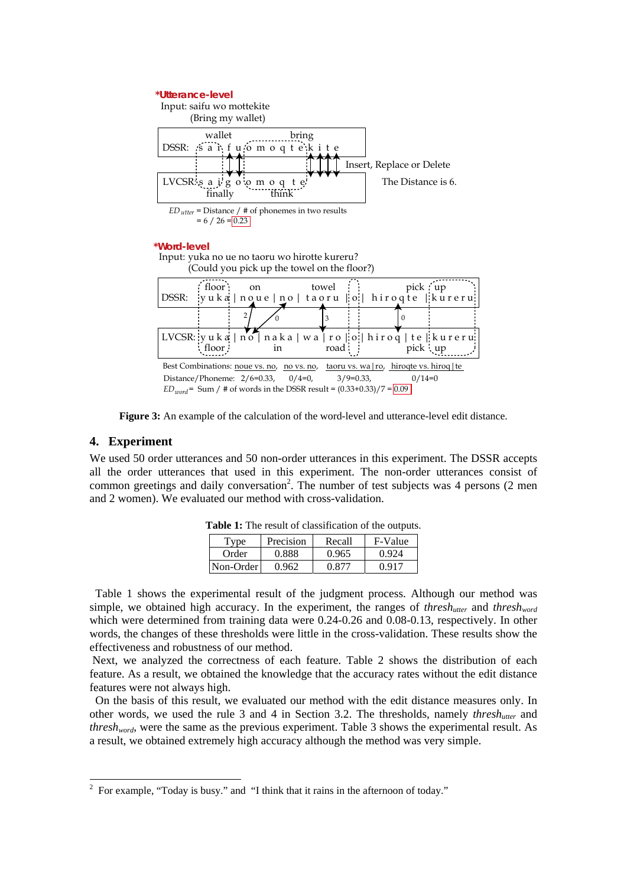*Utterance-level

Input: saifu wo mottekite
(Bring my wallet)

| | |
|---|---|
| DSSR: | s a i f u o m o q t e k i t e (wallet, bring) |
| LVCSR: | s a i g o o m o q t e (finally, think) |

Insert, Replace or Delete

The Distance is 6.

$ED_{utter}$ = Distance / # of phonemes in two results
= 6 / 26 = 0.23

*Word-level

Input: yuka no ue no taoru wo hirotte kureru?
(Could you pick up the towel on the floor?)

| | |
|---|---|
| DSSR: | yuka \| noue \| no \| taoru \| o \| hiroqte \| kureru (floor, on, towel, pick up) |
| LVCSR: | yuka \| no \| naka \| wa \| ro \| o \| hiroq \| te \| kureru (floor, in, road, pick up) |

Best Combinations: noue vs. no, no vs. no, taoru vs. wa|ro, hiroqte vs. hiroq|te

Distance/Phoneme: 2/6=0.33, 0/4=0, 3/9=0.33, 0/14=0

$ED_{word}$ = Sum / # of words in the DSSR result = (0.33+0.33)/7 = 0.09

**Figure 3:** An example of the calculation of the word-level and utterance-level edit distance.

## 4. Experiment

We used 50 order utterances and 50 non-order utterances in this experiment. The DSSR accepts all the order utterances that used in this experiment. The non-order utterances consist of common greetings and daily conversation[2]. The number of test subjects was 4 persons (2 men and 2 women). We evaluated our method with cross-validation.

**Table 1:** The result of classification of the outputs.

| Type | Precision | Recall | F-Value |
|---|---|---|---|
| Order | 0.888 | 0.965 | 0.924 |
| Non-Order | 0.962 | 0.877 | 0.917 |

Table 1 shows the experimental result of the judgment process. Although our method was simple, we obtained high accuracy. In the experiment, the ranges of $thresh_{utter}$ and $thresh_{word}$ which were determined from training data were 0.24-0.26 and 0.08-0.13, respectively. In other words, the changes of these thresholds were little in the cross-validation. These results show the effectiveness and robustness of our method.

Next, we analyzed the correctness of each feature. Table 2 shows the distribution of each feature. As a result, we obtained the knowledge that the accuracy rates without the edit distance features were not always high.

On the basis of this result, we evaluated our method with the edit distance measures only. In other words, we used the rule 3 and 4 in Section 3.2. The thresholds, namely $thresh_{utter}$ and $thresh_{word}$, were the same as the previous experiment. Table 3 shows the experimental result. As a result, we obtained extremely high accuracy although the method was very simple.

---

[2] For example, "Today is busy." and "I think that it rains in the afternoon of today."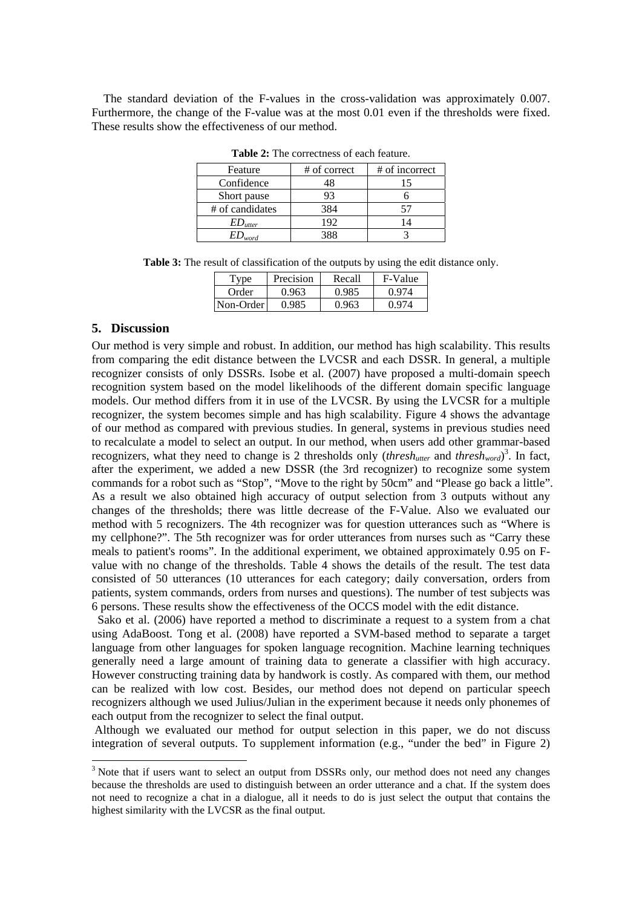The standard deviation of the F-values in the cross-validation was approximately 0.007. Furthermore, the change of the F-value was at the most 0.01 even if the thresholds were fixed. These results show the effectiveness of our method.

**Table 2:** The correctness of each feature.

| Feature | # of correct | # of incorrect |
|---|---|---|
| Confidence | 48 | 15 |
| Short pause | 93 | 6 |
| # of candidates | 384 | 57 |
| $ED_{utter}$ | 192 | 14 |
| $ED_{word}$ | 388 | 3 |

**Table 3:** The result of classification of the outputs by using the edit distance only.

| Type | Precision | Recall | F-Value |
|---|---|---|---|
| Order | 0.963 | 0.985 | 0.974 |
| Non-Order | 0.985 | 0.963 | 0.974 |

## 5. Discussion

Our method is very simple and robust. In addition, our method has high scalability. This results from comparing the edit distance between the LVCSR and each DSSR. In general, a multiple recognizer consists of only DSSRs. Isobe et al. (2007) have proposed a multi-domain speech recognition system based on the model likelihoods of the different domain specific language models. Our method differs from it in use of the LVCSR. By using the LVCSR for a multiple recognizer, the system becomes simple and has high scalability. Figure 4 shows the advantage of our method as compared with previous studies. In general, systems in previous studies need to recalculate a model to select an output. In our method, when users add other grammar-based recognizers, what they need to change is 2 thresholds only ($thresh_{utter}$ and $thresh_{word}$)[3]. In fact, after the experiment, we added a new DSSR (the 3rd recognizer) to recognize some system commands for a robot such as "Stop", "Move to the right by 50cm" and "Please go back a little". As a result we also obtained high accuracy of output selection from 3 outputs without any changes of the thresholds; there was little decrease of the F-Value. Also we evaluated our method with 5 recognizers. The 4th recognizer was for question utterances such as "Where is my cellphone?". The 5th recognizer was for order utterances from nurses such as "Carry these meals to patient's rooms". In the additional experiment, we obtained approximately 0.95 on F-value with no change of the thresholds. Table 4 shows the details of the result. The test data consisted of 50 utterances (10 utterances for each category; daily conversation, orders from patients, system commands, orders from nurses and questions). The number of test subjects was 6 persons. These results show the effectiveness of the OCCS model with the edit distance.

Sako et al. (2006) have reported a method to discriminate a request to a system from a chat using AdaBoost. Tong et al. (2008) have reported a SVM-based method to separate a target language from other languages for spoken language recognition. Machine learning techniques generally need a large amount of training data to generate a classifier with high accuracy. However constructing training data by handwork is costly. As compared with them, our method can be realized with low cost. Besides, our method does not depend on particular speech recognizers although we used Julius/Julian in the experiment because it needs only phonemes of each output from the recognizer to select the final output.

Although we evaluated our method for output selection in this paper, we do not discuss integration of several outputs. To supplement information (e.g., "under the bed" in Figure 2)

[3] Note that if users want to select an output from DSSRs only, our method does not need any changes because the thresholds are used to distinguish between an order utterance and a chat. If the system does not need to recognize a chat in a dialogue, all it needs to do is just select the output that contains the highest similarity with the LVCSR as the final output.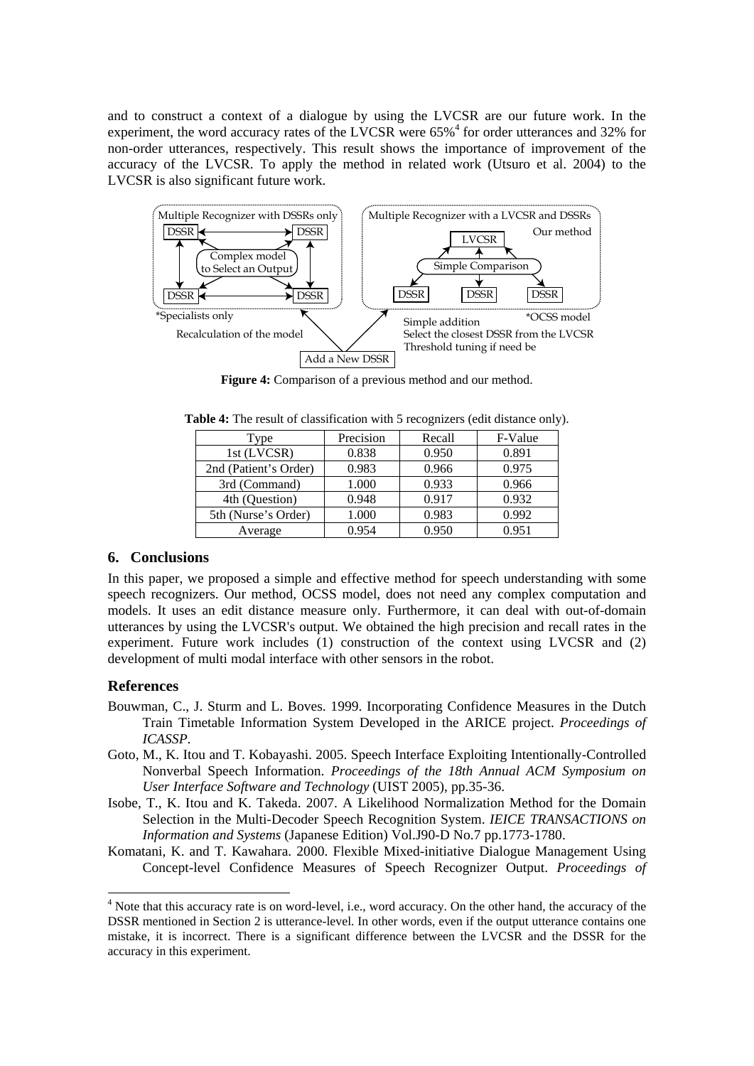and to construct a context of a dialogue by using the LVCSR are our future work. In the experiment, the word accuracy rates of the LVCSR were 65%[4] for order utterances and 32% for non-order utterances, respectively. This result shows the importance of improvement of the accuracy of the LVCSR. To apply the method in related work (Utsuro et al. 2004) to the LVCSR is also significant future work.

**Figure 4:** Comparison of a previous method and our method.

**Table 4:** The result of classification with 5 recognizers (edit distance only).

| Type | Precision | Recall | F-Value |
|---|---|---|---|
| 1st (LVCSR) | 0.838 | 0.950 | 0.891 |
| 2nd (Patient's Order) | 0.983 | 0.966 | 0.975 |
| 3rd (Command) | 1.000 | 0.933 | 0.966 |
| 4th (Question) | 0.948 | 0.917 | 0.932 |
| 5th (Nurse's Order) | 1.000 | 0.983 | 0.992 |
| Average | 0.954 | 0.950 | 0.951 |

## 6. Conclusions

In this paper, we proposed a simple and effective method for speech understanding with some speech recognizers. Our method, OCSS model, does not need any complex computation and models. It uses an edit distance measure only. Furthermore, it can deal with out-of-domain utterances by using the LVCSR's output. We obtained the high precision and recall rates in the experiment. Future work includes (1) construction of the context using LVCSR and (2) development of multi modal interface with other sensors in the robot.

## References

Bouwman, C., J. Sturm and L. Boves. 1999. Incorporating Confidence Measures in the Dutch Train Timetable Information System Developed in the ARICE project. *Proceedings of ICASSP*.

Goto, M., K. Itou and T. Kobayashi. 2005. Speech Interface Exploiting Intentionally-Controlled Nonverbal Speech Information. *Proceedings of the 18th Annual ACM Symposium on User Interface Software and Technology* (UIST 2005), pp.35-36.

Isobe, T., K. Itou and K. Takeda. 2007. A Likelihood Normalization Method for the Domain Selection in the Multi-Decoder Speech Recognition System. *IEICE TRANSACTIONS on Information and Systems* (Japanese Edition) Vol.J90-D No.7 pp.1773-1780.

Komatani, K. and T. Kawahara. 2000. Flexible Mixed-initiative Dialogue Management Using Concept-level Confidence Measures of Speech Recognizer Output. *Proceedings of*

[4] Note that this accuracy rate is on word-level, i.e., word accuracy. On the other hand, the accuracy of the DSSR mentioned in Section 2 is utterance-level. In other words, even if the output utterance contains one mistake, it is incorrect. There is a significant difference between the LVCSR and the DSSR for the accuracy in this experiment.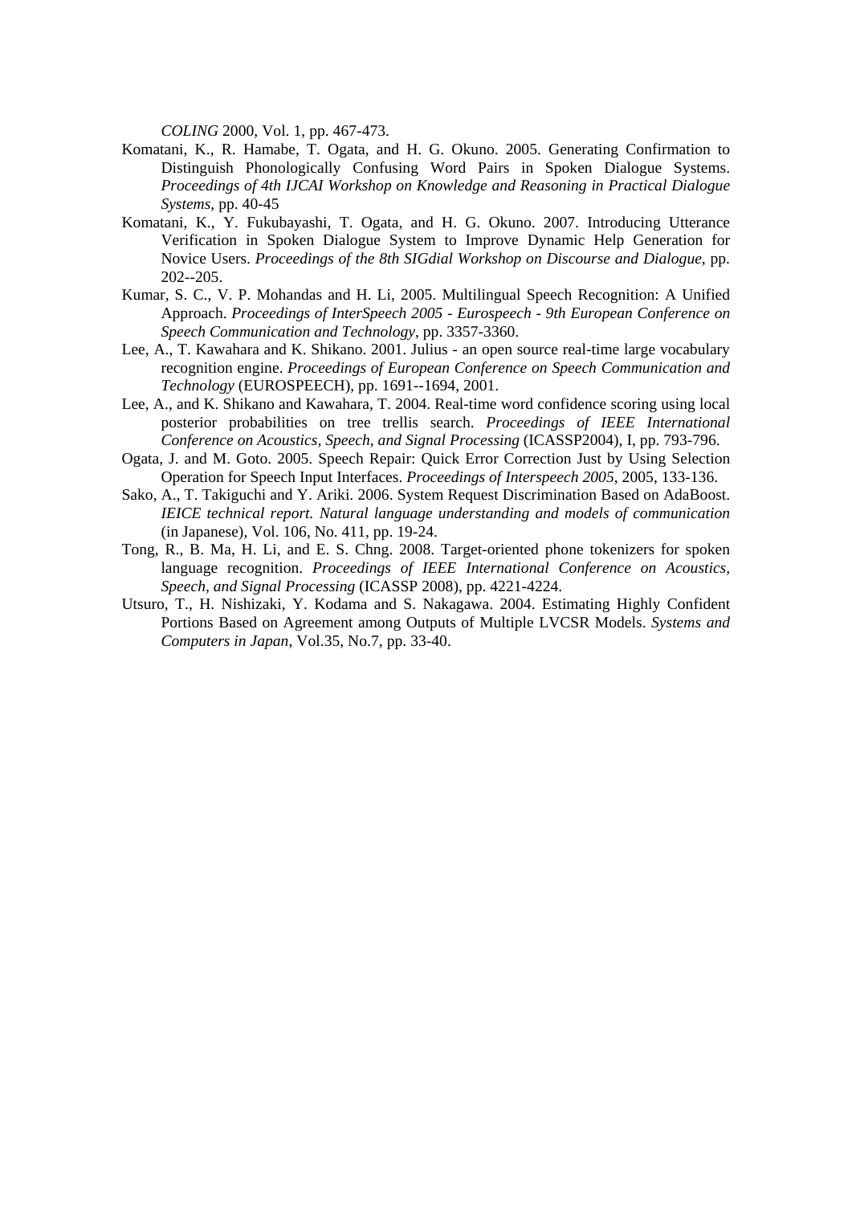*COLING* 2000, Vol. 1, pp. 467-473.

Komatani, K., R. Hamabe, T. Ogata, and H. G. Okuno. 2005. Generating Confirmation to Distinguish Phonologically Confusing Word Pairs in Spoken Dialogue Systems. *Proceedings of 4th IJCAI Workshop on Knowledge and Reasoning in Practical Dialogue Systems*, pp. 40-45

Komatani, K., Y. Fukubayashi, T. Ogata, and H. G. Okuno. 2007. Introducing Utterance Verification in Spoken Dialogue System to Improve Dynamic Help Generation for Novice Users. *Proceedings of the 8th SIGdial Workshop on Discourse and Dialogue*, pp. 202--205.

Kumar, S. C., V. P. Mohandas and H. Li, 2005. Multilingual Speech Recognition: A Unified Approach. *Proceedings of InterSpeech 2005 - Eurospeech - 9th European Conference on Speech Communication and Technology*, pp. 3357-3360.

Lee, A., T. Kawahara and K. Shikano. 2001. Julius - an open source real-time large vocabulary recognition engine. *Proceedings of European Conference on Speech Communication and Technology* (EUROSPEECH), pp. 1691--1694, 2001.

Lee, A., and K. Shikano and Kawahara, T. 2004. Real-time word confidence scoring using local posterior probabilities on tree trellis search. *Proceedings of IEEE International Conference on Acoustics, Speech, and Signal Processing* (ICASSP2004), I, pp. 793-796.

Ogata, J. and M. Goto. 2005. Speech Repair: Quick Error Correction Just by Using Selection Operation for Speech Input Interfaces. *Proceedings of Interspeech 2005*, 2005, 133-136.

Sako, A., T. Takiguchi and Y. Ariki. 2006. System Request Discrimination Based on AdaBoost. *IEICE technical report. Natural language understanding and models of communication* (in Japanese), Vol. 106, No. 411, pp. 19-24.

Tong, R., B. Ma, H. Li, and E. S. Chng. 2008. Target-oriented phone tokenizers for spoken language recognition. *Proceedings of IEEE International Conference on Acoustics, Speech, and Signal Processing* (ICASSP 2008), pp. 4221-4224.

Utsuro, T., H. Nishizaki, Y. Kodama and S. Nakagawa. 2004. Estimating Highly Confident Portions Based on Agreement among Outputs of Multiple LVCSR Models. *Systems and Computers in Japan*, Vol.35, No.7, pp. 33-40.